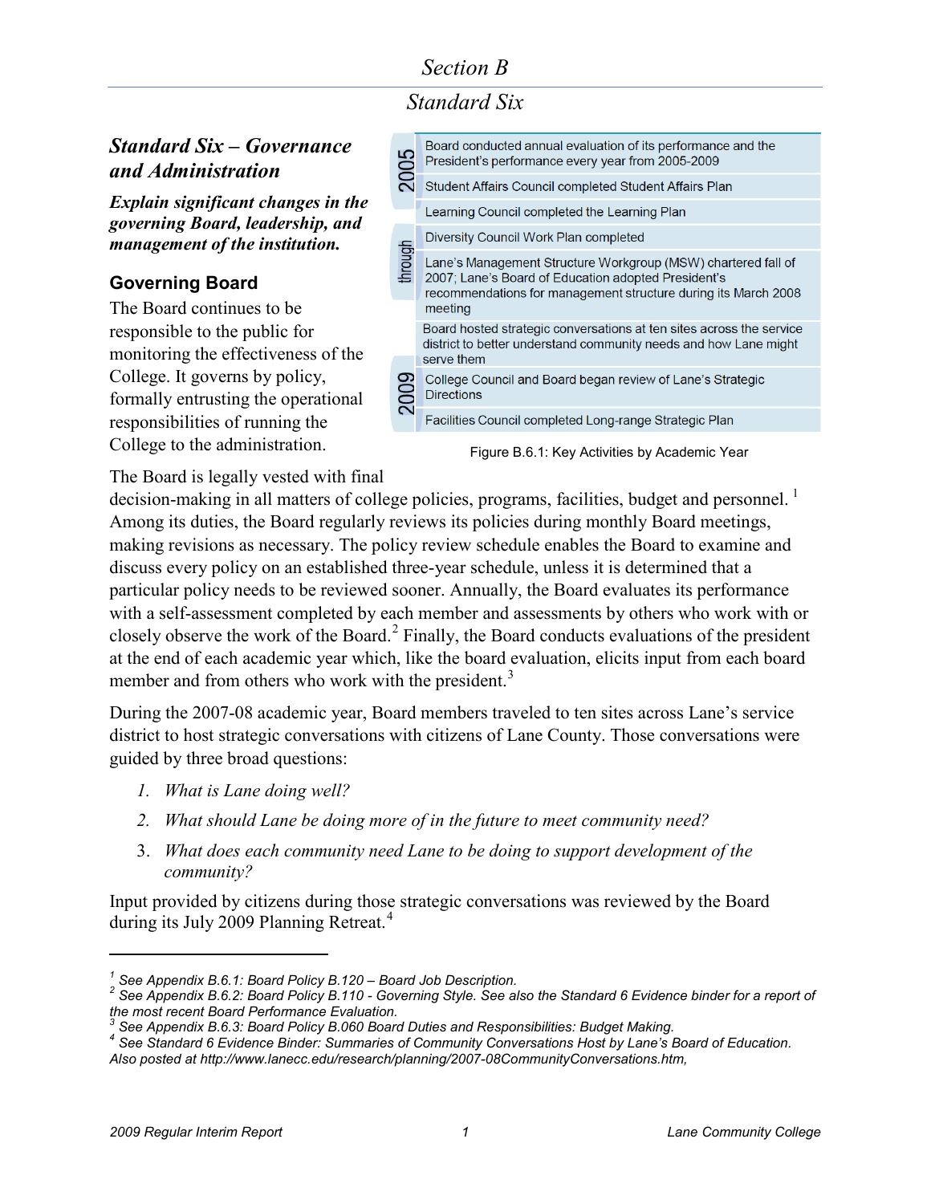# Section B

## Standard Six

### *Standard Six – Governance and Administration*

***Explain significant changes in the governing Board, leadership, and management of the institution.***

#### Governing Board

The Board continues to be responsible to the public for monitoring the effectiveness of the College. It governs by policy, formally entrusting the operational responsibilities of running the College to the administration.

| 2005 through 2009 |
|---|
| Board conducted annual evaluation of its performance and the President's performance every year from 2005-2009 |
| Student Affairs Council completed Student Affairs Plan |
| Learning Council completed the Learning Plan |
| Diversity Council Work Plan completed |
| Lane's Management Structure Workgroup (MSW) chartered fall of 2007; Lane's Board of Education adopted President's recommendations for management structure during its March 2008 meeting |
| Board hosted strategic conversations at ten sites across the service district to better understand community needs and how Lane might serve them |
| College Council and Board began review of Lane's Strategic Directions |
| Facilities Council completed Long-range Strategic Plan |

Figure B.6.1: Key Activities by Academic Year

The Board is legally vested with final decision-making in all matters of college policies, programs, facilities, budget and personnel.[1] Among its duties, the Board regularly reviews its policies during monthly Board meetings, making revisions as necessary. The policy review schedule enables the Board to examine and discuss every policy on an established three-year schedule, unless it is determined that a particular policy needs to be reviewed sooner. Annually, the Board evaluates its performance with a self-assessment completed by each member and assessments by others who work with or closely observe the work of the Board.[2] Finally, the Board conducts evaluations of the president at the end of each academic year which, like the board evaluation, elicits input from each board member and from others who work with the president.[3]

During the 2007-08 academic year, Board members traveled to ten sites across Lane's service district to host strategic conversations with citizens of Lane County. Those conversations were guided by three broad questions:

1. *What is Lane doing well?*
2. *What should Lane be doing more of in the future to meet community need?*
3. *What does each community need Lane to be doing to support development of the community?*

Input provided by citizens during those strategic conversations was reviewed by the Board during its July 2009 Planning Retreat.[4]

---

[1] *See Appendix B.6.1: Board Policy B.120 – Board Job Description.*
[2] *See Appendix B.6.2: Board Policy B.110 - Governing Style. See also the Standard 6 Evidence binder for a report of the most recent Board Performance Evaluation.*
[3] *See Appendix B.6.3: Board Policy B.060 Board Duties and Responsibilities: Budget Making.*
[4] *See Standard 6 Evidence Binder: Summaries of Community Conversations Host by Lane's Board of Education. Also posted at http://www.lanecc.edu/research/planning/2007-08CommunityConversations.htm,*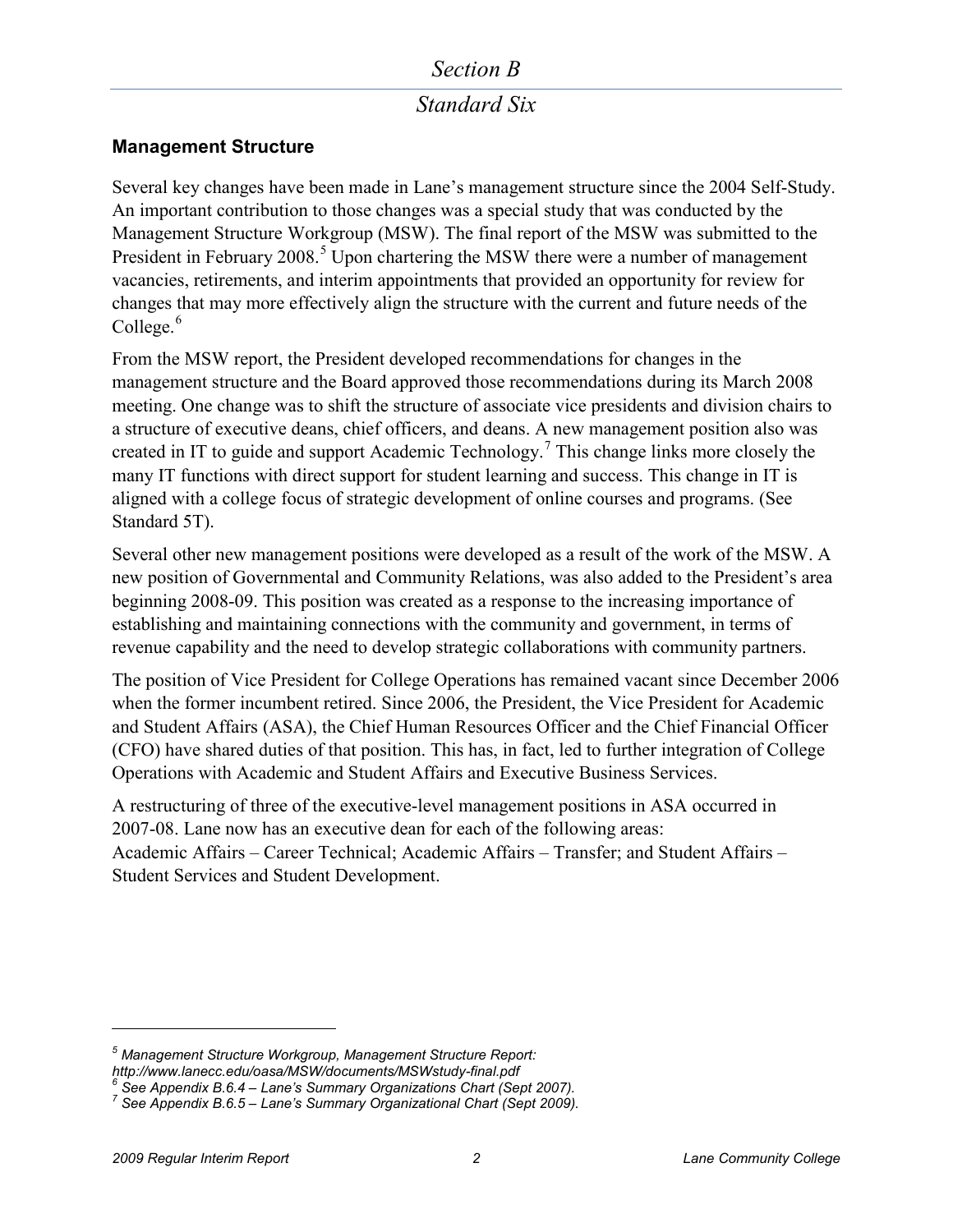# Section B

## Standard Six

### Management Structure

Several key changes have been made in Lane's management structure since the 2004 Self-Study. An important contribution to those changes was a special study that was conducted by the Management Structure Workgroup (MSW). The final report of the MSW was submitted to the President in February 2008.[5] Upon chartering the MSW there were a number of management vacancies, retirements, and interim appointments that provided an opportunity for review for changes that may more effectively align the structure with the current and future needs of the College.[6]

From the MSW report, the President developed recommendations for changes in the management structure and the Board approved those recommendations during its March 2008 meeting. One change was to shift the structure of associate vice presidents and division chairs to a structure of executive deans, chief officers, and deans. A new management position also was created in IT to guide and support Academic Technology.[7] This change links more closely the many IT functions with direct support for student learning and success. This change in IT is aligned with a college focus of strategic development of online courses and programs. (See Standard 5T).

Several other new management positions were developed as a result of the work of the MSW. A new position of Governmental and Community Relations, was also added to the President's area beginning 2008-09. This position was created as a response to the increasing importance of establishing and maintaining connections with the community and government, in terms of revenue capability and the need to develop strategic collaborations with community partners.

The position of Vice President for College Operations has remained vacant since December 2006 when the former incumbent retired. Since 2006, the President, the Vice President for Academic and Student Affairs (ASA), the Chief Human Resources Officer and the Chief Financial Officer (CFO) have shared duties of that position. This has, in fact, led to further integration of College Operations with Academic and Student Affairs and Executive Business Services.

A restructuring of three of the executive-level management positions in ASA occurred in 2007-08. Lane now has an executive dean for each of the following areas:
Academic Affairs – Career Technical; Academic Affairs – Transfer; and Student Affairs – Student Services and Student Development.

---

*[5] Management Structure Workgroup, Management Structure Report: http://www.lanecc.edu/oasa/MSW/documents/MSWstudy-final.pdf*

*[6] See Appendix B.6.4 – Lane's Summary Organizations Chart (Sept 2007).*

*[7] See Appendix B.6.5 – Lane's Summary Organizational Chart (Sept 2009).*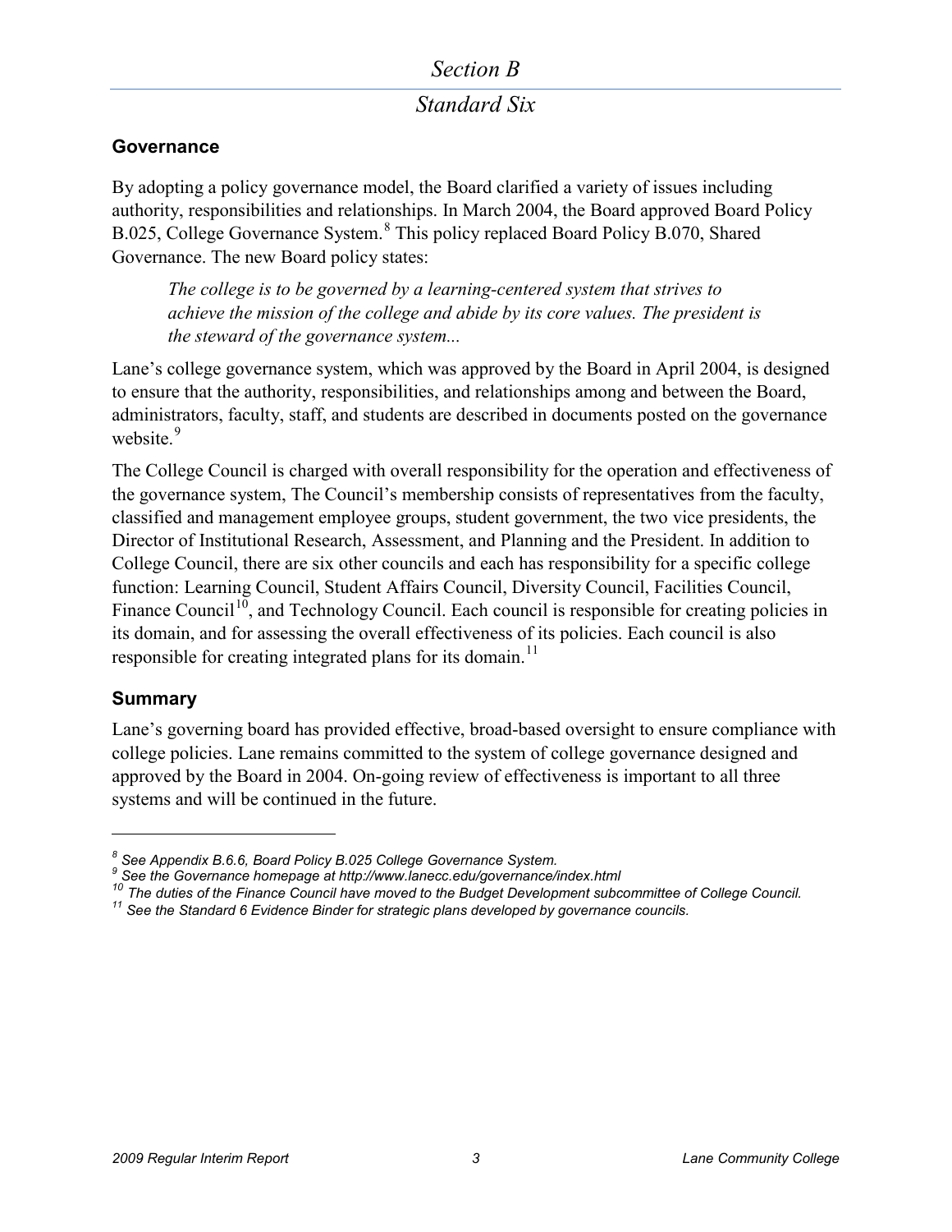# Section B

## Standard Six

### Governance

By adopting a policy governance model, the Board clarified a variety of issues including authority, responsibilities and relationships. In March 2004, the Board approved Board Policy B.025, College Governance System.[8] This policy replaced Board Policy B.070, Shared Governance. The new Board policy states:

> *The college is to be governed by a learning-centered system that strives to achieve the mission of the college and abide by its core values. The president is the steward of the governance system...*

Lane's college governance system, which was approved by the Board in April 2004, is designed to ensure that the authority, responsibilities, and relationships among and between the Board, administrators, faculty, staff, and students are described in documents posted on the governance website.[9]

The College Council is charged with overall responsibility for the operation and effectiveness of the governance system, The Council's membership consists of representatives from the faculty, classified and management employee groups, student government, the two vice presidents, the Director of Institutional Research, Assessment, and Planning and the President. In addition to College Council, there are six other councils and each has responsibility for a specific college function: Learning Council, Student Affairs Council, Diversity Council, Facilities Council, Finance Council[10], and Technology Council. Each council is responsible for creating policies in its domain, and for assessing the overall effectiveness of its policies. Each council is also responsible for creating integrated plans for its domain.[11]

### Summary

Lane's governing board has provided effective, broad-based oversight to ensure compliance with college policies. Lane remains committed to the system of college governance designed and approved by the Board in 2004. On-going review of effectiveness is important to all three systems and will be continued in the future.

---

[8] *See Appendix B.6.6, Board Policy B.025 College Governance System.*

[9] *See the Governance homepage at http://www.lanecc.edu/governance/index.html*

[10] *The duties of the Finance Council have moved to the Budget Development subcommittee of College Council.*

[11] *See the Standard 6 Evidence Binder for strategic plans developed by governance councils.*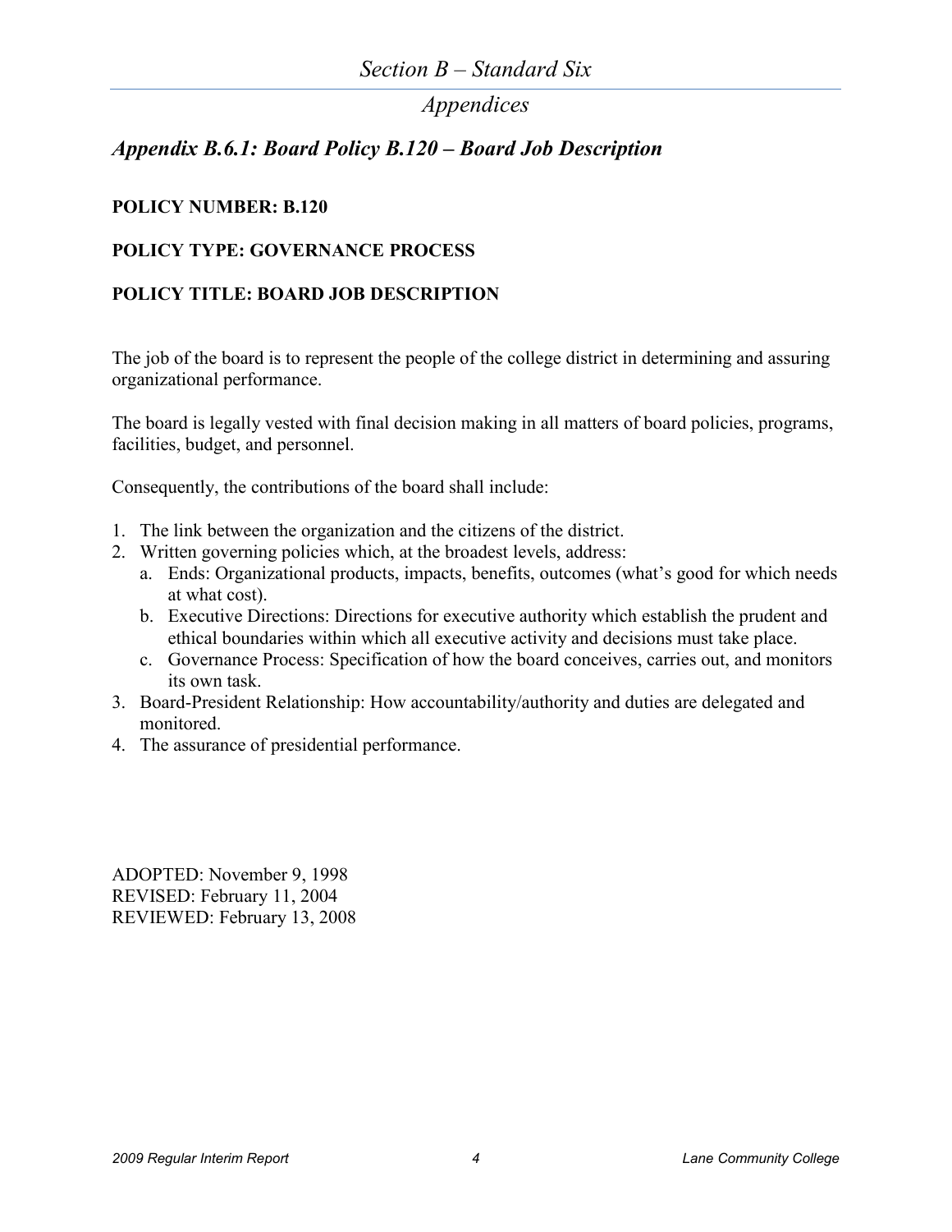# *Section B – Standard Six*

## *Appendices*

### *Appendix B.6.1: Board Policy B.120 – Board Job Description*

**POLICY NUMBER: B.120**

**POLICY TYPE: GOVERNANCE PROCESS**

**POLICY TITLE: BOARD JOB DESCRIPTION**

The job of the board is to represent the people of the college district in determining and assuring organizational performance.

The board is legally vested with final decision making in all matters of board policies, programs, facilities, budget, and personnel.

Consequently, the contributions of the board shall include:

1. The link between the organization and the citizens of the district.
2. Written governing policies which, at the broadest levels, address:
   a. Ends: Organizational products, impacts, benefits, outcomes (what's good for which needs at what cost).
   b. Executive Directions: Directions for executive authority which establish the prudent and ethical boundaries within which all executive activity and decisions must take place.
   c. Governance Process: Specification of how the board conceives, carries out, and monitors its own task.
3. Board-President Relationship: How accountability/authority and duties are delegated and monitored.
4. The assurance of presidential performance.

ADOPTED: November 9, 1998
REVISED: February 11, 2004
REVIEWED: February 13, 2008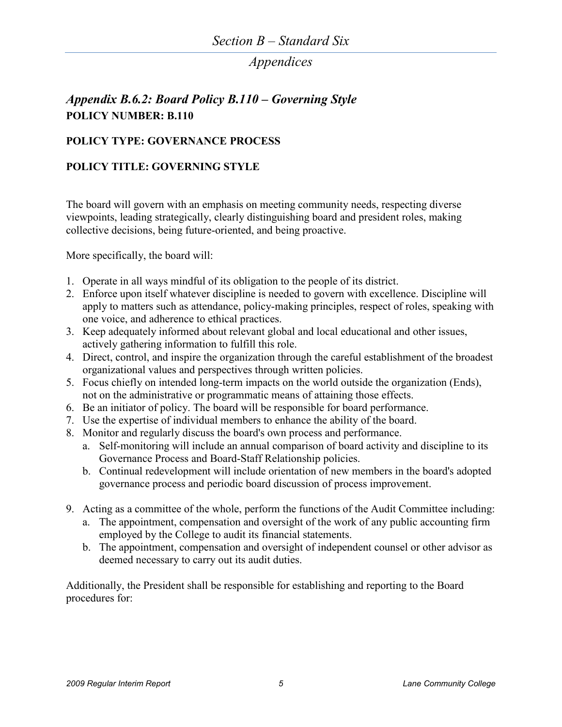# *Section B – Standard Six*

## *Appendices*

### *Appendix B.6.2: Board Policy B.110 – Governing Style*

**POLICY NUMBER: B.110**

**POLICY TYPE: GOVERNANCE PROCESS**

**POLICY TITLE: GOVERNING STYLE**

The board will govern with an emphasis on meeting community needs, respecting diverse viewpoints, leading strategically, clearly distinguishing board and president roles, making collective decisions, being future-oriented, and being proactive.

More specifically, the board will:

1. Operate in all ways mindful of its obligation to the people of its district.
2. Enforce upon itself whatever discipline is needed to govern with excellence. Discipline will apply to matters such as attendance, policy-making principles, respect of roles, speaking with one voice, and adherence to ethical practices.
3. Keep adequately informed about relevant global and local educational and other issues, actively gathering information to fulfill this role.
4. Direct, control, and inspire the organization through the careful establishment of the broadest organizational values and perspectives through written policies.
5. Focus chiefly on intended long-term impacts on the world outside the organization (Ends), not on the administrative or programmatic means of attaining those effects.
6. Be an initiator of policy. The board will be responsible for board performance.
7. Use the expertise of individual members to enhance the ability of the board.
8. Monitor and regularly discuss the board's own process and performance.
   a. Self-monitoring will include an annual comparison of board activity and discipline to its Governance Process and Board-Staff Relationship policies.
   b. Continual redevelopment will include orientation of new members in the board's adopted governance process and periodic board discussion of process improvement.
9. Acting as a committee of the whole, perform the functions of the Audit Committee including:
   a. The appointment, compensation and oversight of the work of any public accounting firm employed by the College to audit its financial statements.
   b. The appointment, compensation and oversight of independent counsel or other advisor as deemed necessary to carry out its audit duties.

Additionally, the President shall be responsible for establishing and reporting to the Board procedures for: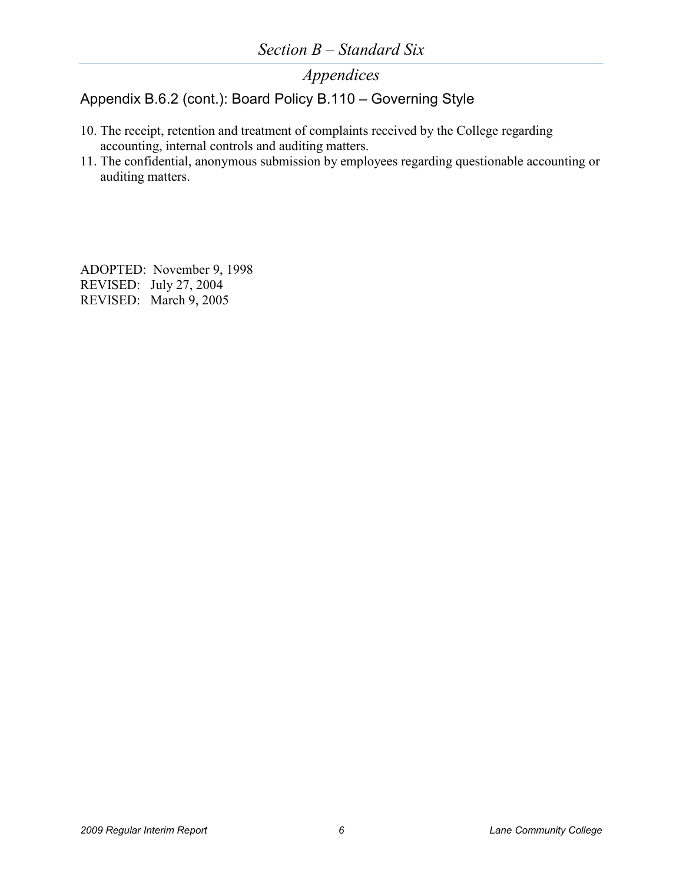## Appendix B.6.2 (cont.): Board Policy B.110 – Governing Style

10. The receipt, retention and treatment of complaints received by the College regarding accounting, internal controls and auditing matters.
11. The confidential, anonymous submission by employees regarding questionable accounting or auditing matters.

ADOPTED: November 9, 1998
REVISED: July 27, 2004
REVISED: March 9, 2005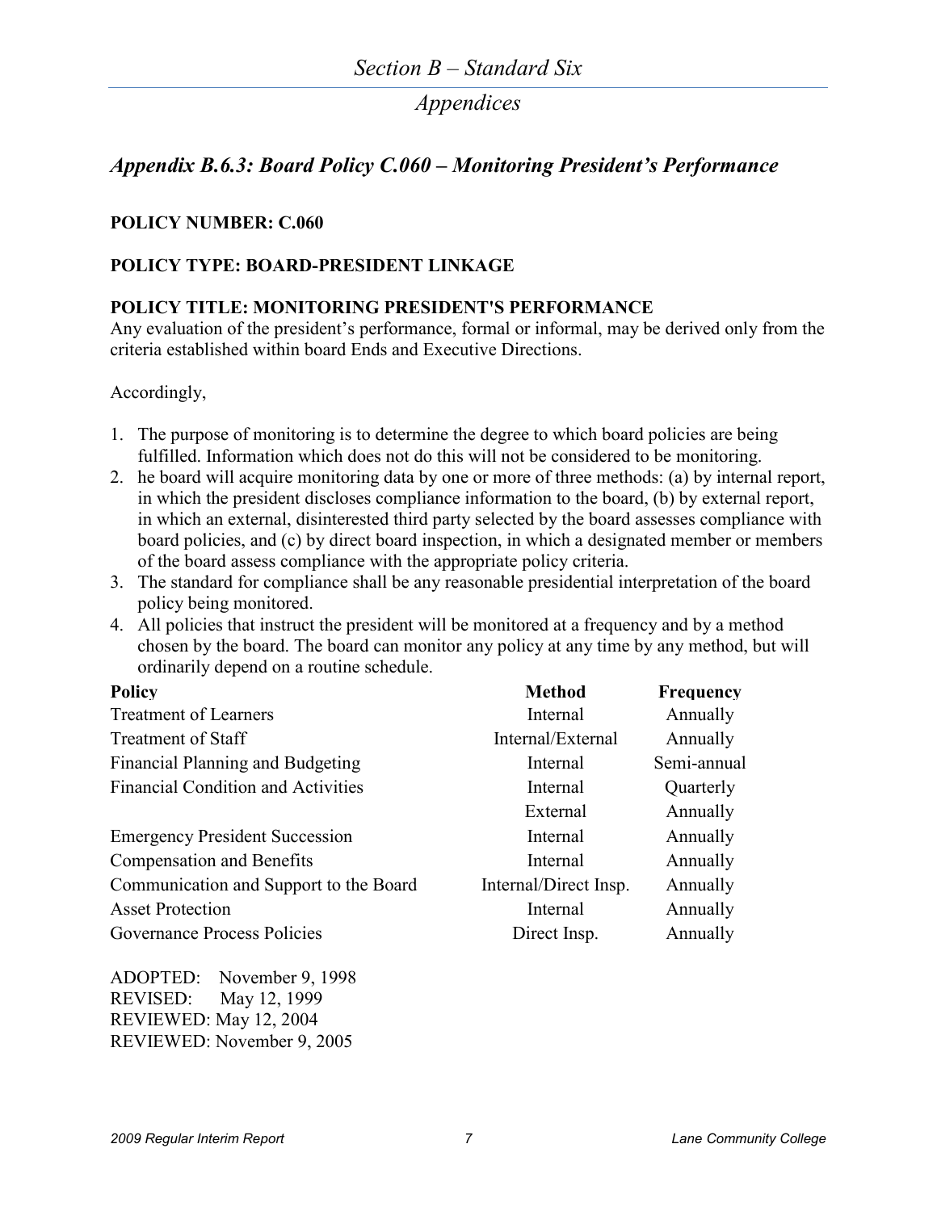## Appendix B.6.3: Board Policy C.060 – Monitoring President's Performance

**POLICY NUMBER: C.060**

**POLICY TYPE: BOARD-PRESIDENT LINKAGE**

**POLICY TITLE: MONITORING PRESIDENT'S PERFORMANCE**

Any evaluation of the president's performance, formal or informal, may be derived only from the criteria established within board Ends and Executive Directions.

Accordingly,

1. The purpose of monitoring is to determine the degree to which board policies are being fulfilled. Information which does not do this will not be considered to be monitoring.
2. he board will acquire monitoring data by one or more of three methods: (a) by internal report, in which the president discloses compliance information to the board, (b) by external report, in which an external, disinterested third party selected by the board assesses compliance with board policies, and (c) by direct board inspection, in which a designated member or members of the board assess compliance with the appropriate policy criteria.
3. The standard for compliance shall be any reasonable presidential interpretation of the board policy being monitored.
4. All policies that instruct the president will be monitored at a frequency and by a method chosen by the board. The board can monitor any policy at any time by any method, but will ordinarily depend on a routine schedule.

| Policy | Method | Frequency |
|---|---|---|
| Treatment of Learners | Internal | Annually |
| Treatment of Staff | Internal/External | Annually |
| Financial Planning and Budgeting | Internal | Semi-annual |
| Financial Condition and Activities | Internal | Quarterly |
| | External | Annually |
| Emergency President Succession | Internal | Annually |
| Compensation and Benefits | Internal | Annually |
| Communication and Support to the Board | Internal/Direct Insp. | Annually |
| Asset Protection | Internal | Annually |
| Governance Process Policies | Direct Insp. | Annually |

ADOPTED: November 9, 1998
REVISED: May 12, 1999
REVIEWED: May 12, 2004
REVIEWED: November 9, 2005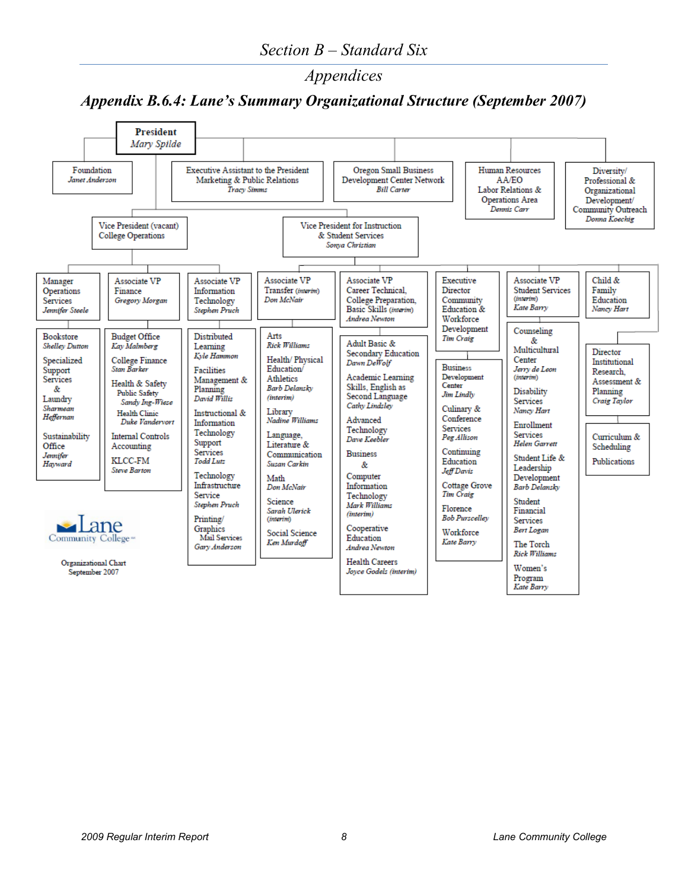# Section B – Standard Six

## Appendices

### *Appendix B.6.4: Lane's Summary Organizational Structure (September 2007)*

**President**
*Mary Spilde*

- Foundation — *Janet Anderson*
- Executive Assistant to the President, Marketing & Public Relations — *Tracy Simms*
- Oregon Small Business Development Center Network — *Bill Carter*
- Human Resources, AA/EO, Labor Relations & Operations Area — *Dennis Carr*
- Diversity/ Professional & Organizational Development/ Community Outreach — *Donna Koechig*

**Vice President (vacant) College Operations**

- Manager Operations Services — *Jennifer Steele*
  - Bookstore — *Shelley Dutton*
  - Specialized Support Services & Laundry — *Sharmean Heffernan*
  - Sustainability Office — *Jennifer Hayward*
- Associate VP Finance — *Gregory Morgan*
  - Budget Office — *Kay Malmberg*
  - College Finance — *Stan Barker*
  - Health & Safety
    - Public Safety — *Sandy Ing-Wiese*
    - Health Clinic — *Duke Vandervort*
  - Internal Controls Accounting
  - KLCC-FM — *Steve Barton*
- Associate VP Information Technology — *Stephen Pruch*
  - Distributed Learning — *Kyle Hammon*
  - Facilities Management & Planning — *David Willis*
  - Instructional & Information Technology Support Services — *Todd Lutz*
  - Technology Infrastructure Service — *Stephen Pruch*
  - Printing/ Graphics, Mail Services — *Gary Anderson*

**Vice President for Instruction & Student Services**
*Sonya Christian*

- Associate VP Transfer *(interim)* — *Don McNair*
  - Arts — *Rick Williams*
  - Health/ Physical Education/ Athletics — *Barb Delansky (interim)*
  - Library — *Nadine Williams*
  - Language, Literature & Communication — *Susan Carkin*
  - Math — *Don McNair*
  - Science — *Sarah Ulerick (interim)*
  - Social Science — *Ken Murdoff*
- Associate VP Career Technical, College Preparation, Basic Skills *(interim)* — *Andrea Newton*
  - Adult Basic & Secondary Education — *Dawn DeWolf*
  - Academic Learning Skills, English as Second Language — *Cathy Lindsley*
  - Advanced Technology — *Dave Keebler*
  - Business & Computer Information Technology — *Mark Williams (interim)*
  - Cooperative Education — *Andrea Newton*
  - Health Careers — *Joyce Godels (interim)*
- Executive Director Community Education & Workforce Development — *Tim Craig*
  - Business Development Center — *Jim Lindly*
  - Culinary & Conference Services — *Peg Allison*
  - Continuing Education — *Jeff Davis*
  - Cottage Grove — *Tim Craig*
  - Florence — *Bob Purscelley*
  - Workforce — *Kate Barry*
- Associate VP Student Services *(interim)* — *Kate Barry*
  - Counseling & Multicultural Center — *Jerry de Leon (interim)*
  - Disability Services — *Nancy Hart*
  - Enrollment Services — *Helen Garrett*
  - Student Life & Leadership Development — *Barb Delansky*
  - Student Financial Services — *Bert Logan*
  - The Torch — *Rick Williams*
  - Women's Program — *Kate Barry*
- Child & Family Education — *Nancy Hart*
- Director Institutional Research, Assessment & Planning — *Craig Taylor*
- Curriculum & Scheduling
- Publications

Lane Community College
Organizational Chart
September 2007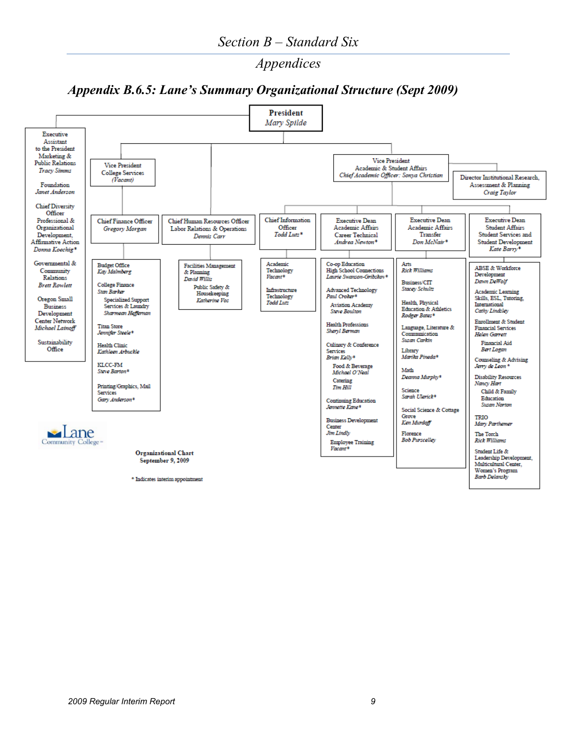# Section B – Standard Six

## Appendices

### *Appendix B.6.5: Lane's Summary Organizational Structure (Sept 2009)*

**President**
*Mary Spilde*

- **Executive Assistant to the President**
  - Marketing & Public Relations — *Tracy Simms*
  - Foundation — *Janet Anderson*
  - Chief Diversity Officer, Professional & Organizational Development, Affirmative Action — *Donna Koechig**
  - Governmental & Community Relations — *Brett Rowlett*
  - Oregon Small Business Development Center Network — *Michael Lainoff*
  - Sustainability Office

- **Vice President College Services** *(Vacant)*
  - **Chief Finance Officer** — *Gregory Morgan*
    - Budget Office — *Kay Malmberg*
    - College Finance — *Stan Barker*
      - Specialized Support Services & Laundry — *Sharmeen Heffernan*
    - Titan Store — *Jennifer Steele**
    - Health Clinic — *Kathleen Arbuckle*
    - KLCC-FM — *Steve Barton**
    - Printing/Graphics, Mail Services — *Gary Anderson**
  - **Chief Human Resources Officer, Labor Relations & Operations** — *Dennis Carr*
    - Facilities Management & Planning — *David Willis*
      - Public Safety & Housekeeping — *Katherine Vos*

- **Vice President Academic & Student Affairs**
  *Chief Academic Officer: Sonya Christian*
  - **Director Institutional Research, Assessment & Planning** — *Craig Taylor*
  - **Chief Information Officer** — *Todd Lutz**
    - Academic Technology — *Vacant**
    - Infrastructure Technology — *Todd Lutz*
  - **Executive Dean Academic Affairs Career Technical** — *Andrea Newton**
    - Co-op Education, High School Connections — *Laurie Swanson-Gribskov**
    - Advanced Technology — *Paul Croker**
      - Aviation Academy — *Steve Boulton*
    - Health Professions — *Sheryl Berman*
    - Culinary & Conference Services — *Brian Kelly**
      - Food & Beverage — *Michael O'Neal*
      - Catering — *Tim Hill*
    - Continuing Education — *Jennette Kane**
    - Business Development Center — *Jim Lindly*
      - Employee Training — *Vacant**
  - **Executive Dean Academic Affairs Transfer** — *Don McNair**
    - Arts — *Rick Williams*
    - Business/CIT — *Stacey Schultz*
    - Health, Physical Education & Athletics — *Rodger Bates**
    - Language, Literature & Communication — *Susan Carkin*
    - Library — *Marika Pineda**
    - Math — *Deanna Murphy**
    - Science — *Sarah Ulerick**
    - Social Science & Cottage Grove — *Ken Murdoff*
    - Florence — *Bob Purscelley*
  - **Executive Dean Student Affairs Student Services and Student Development** — *Kate Barry**
    - ABSE & Workforce Development — *Dawn DeWolf*
    - Academic Learning Skills, ESL, Tutoring, International — *Cathy Lindsley*
    - Enrollment & Student Financial Services — *Helen Garrett*
      - Financial Aid — *Bert Logan*
    - Counseling & Advising — *Jerry de Leon **
    - Disability Resources — *Nancy Hart*
      - Child & Family Education — *Susan Norton*
    - TRIO — *Mary Parthemer*
    - The Torch — *Rick Williams*
    - Student Life & Leadership Development, Multicultural Center, Women's Program — *Barb Delansky*

Lane Community College

**Organizational Chart**
**September 9, 2009**

* Indicates interim appointment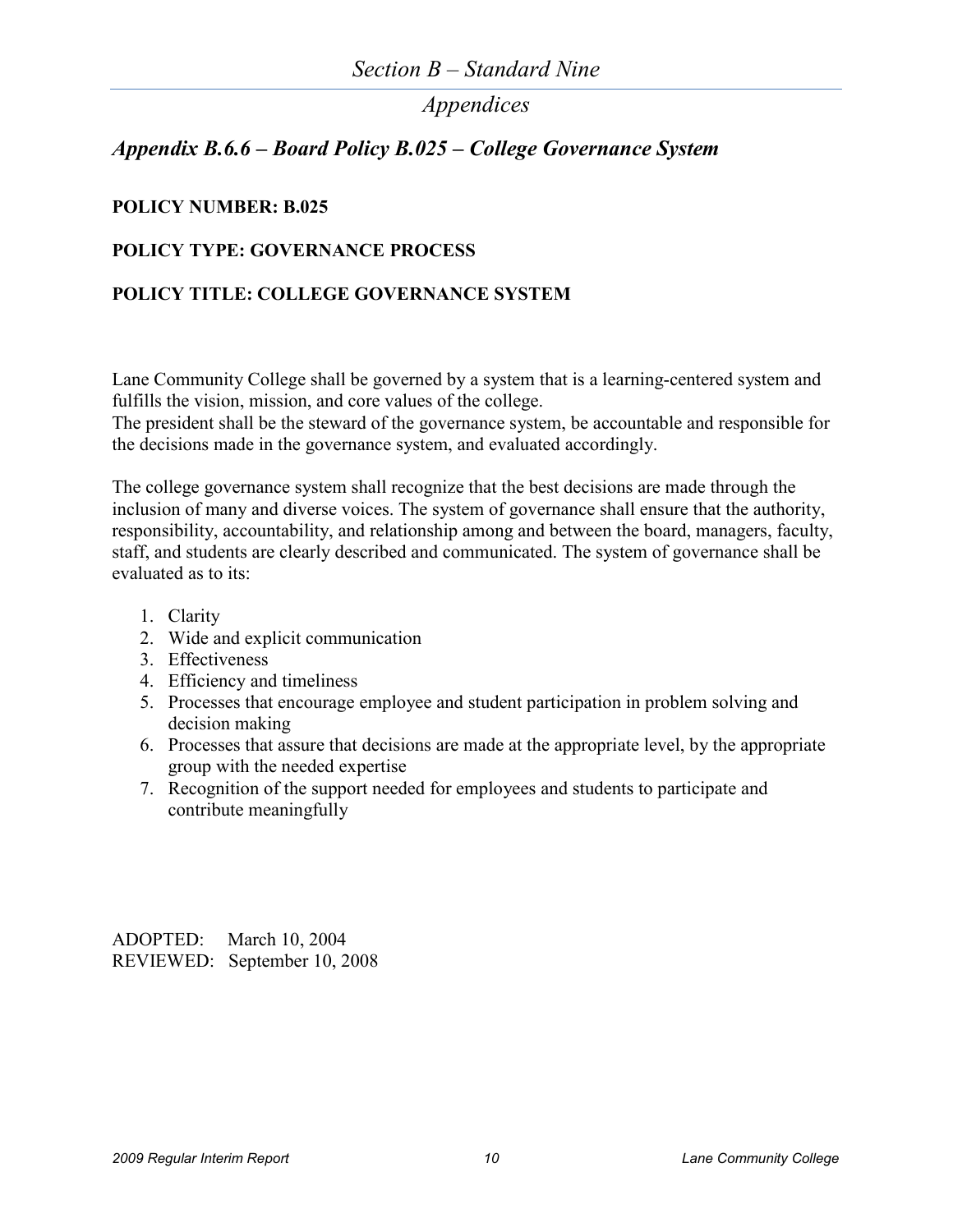# Section B – Standard Nine

## Appendices

### *Appendix B.6.6 – Board Policy B.025 – College Governance System*

**POLICY NUMBER: B.025**

**POLICY TYPE: GOVERNANCE PROCESS**

**POLICY TITLE: COLLEGE GOVERNANCE SYSTEM**

Lane Community College shall be governed by a system that is a learning-centered system and fulfills the vision, mission, and core values of the college.
The president shall be the steward of the governance system, be accountable and responsible for the decisions made in the governance system, and evaluated accordingly.

The college governance system shall recognize that the best decisions are made through the inclusion of many and diverse voices. The system of governance shall ensure that the authority, responsibility, accountability, and relationship among and between the board, managers, faculty, staff, and students are clearly described and communicated. The system of governance shall be evaluated as to its:

1. Clarity
2. Wide and explicit communication
3. Effectiveness
4. Efficiency and timeliness
5. Processes that encourage employee and student participation in problem solving and decision making
6. Processes that assure that decisions are made at the appropriate level, by the appropriate group with the needed expertise
7. Recognition of the support needed for employees and students to participate and contribute meaningfully

ADOPTED: March 10, 2004
REVIEWED: September 10, 2008